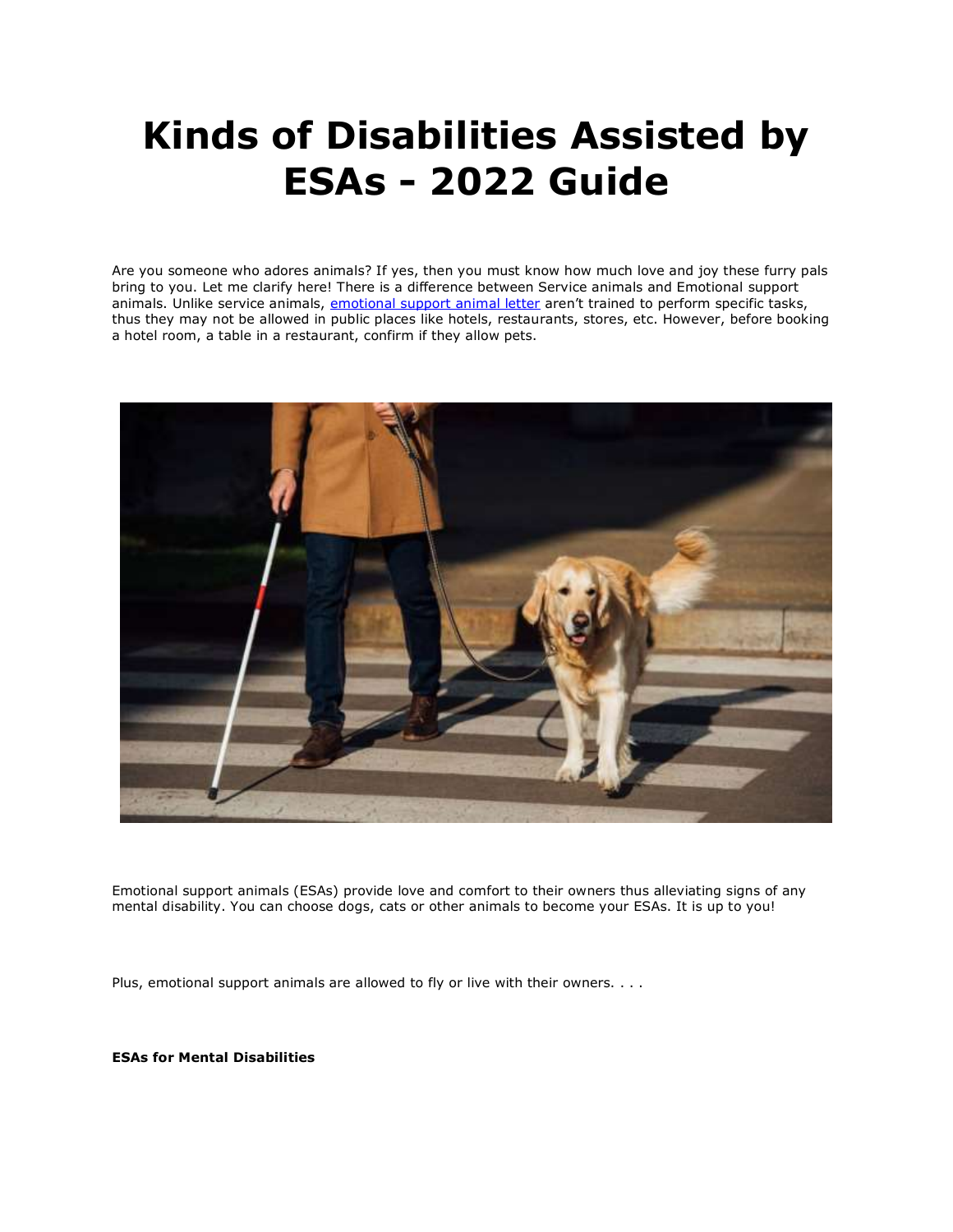# Kinds of Disabilities Assisted by ESAs - 2022 Guide

Are you someone who adores animals? If yes, then you must know how much love and joy these furry pals bring to you. Let me clarify here! There is a difference between Service animals and Emotional support animals. Unlike service animals, [emotional support animal letter](#) aren't trained to perform specific tasks, thus they may not be allowed in public places like hotels, restaurants, stores, etc. However, before booking a hotel room, a table in a restaurant, confirm if they allow pets.

Emotional support animals (ESAs) provide love and comfort to their owners thus alleviating signs of any mental disability. You can choose dogs, cats or other animals to become your ESAs. It is up to you!

Plus, emotional support animals are allowed to fly or live with their owners. . . .

**ESAs for Mental Disabilities**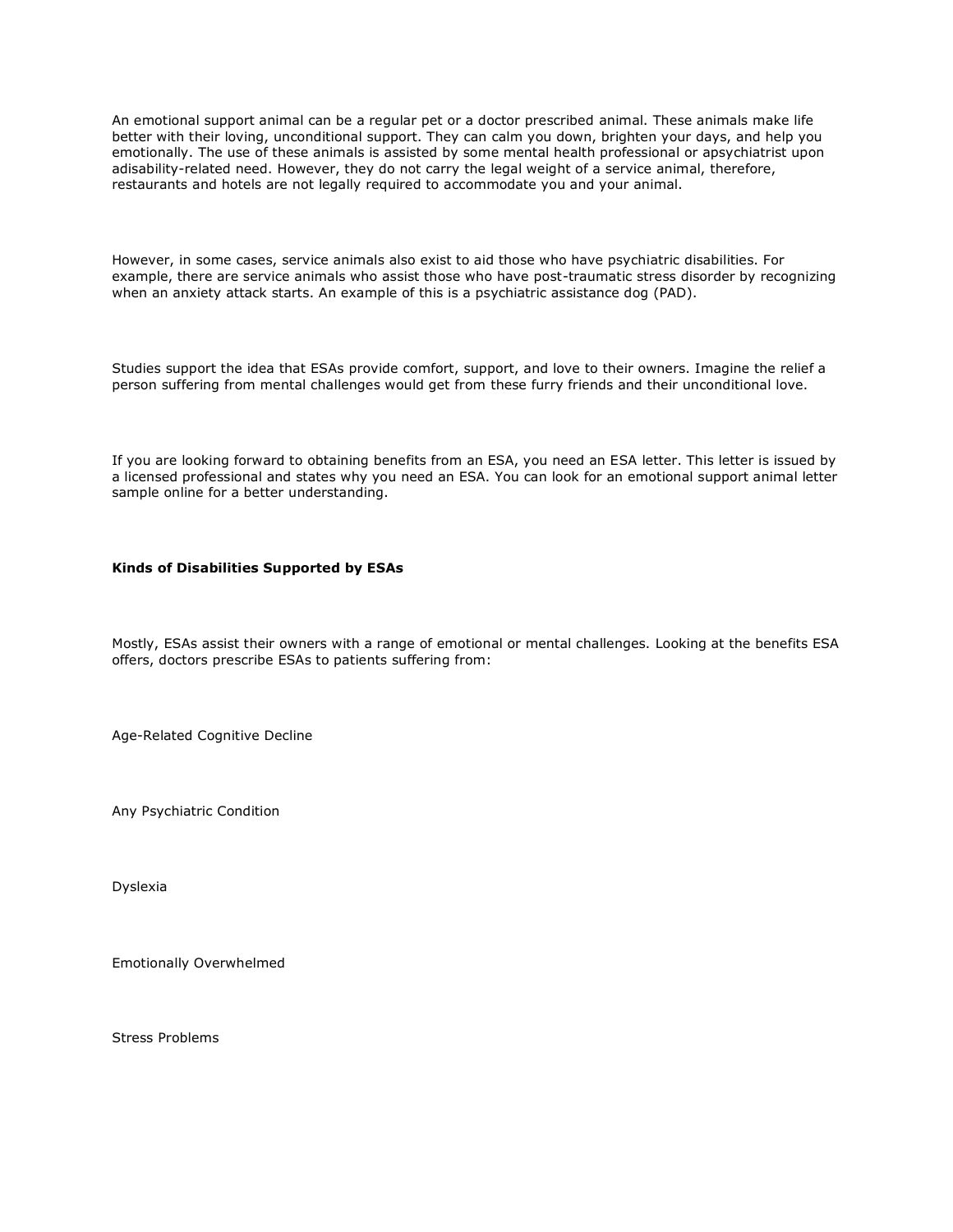An emotional support animal can be a regular pet or a doctor prescribed animal. These animals make life better with their loving, unconditional support. They can calm you down, brighten your days, and help you emotionally. The use of these animals is assisted by some mental health professional or apsychiatrist upon adisability-related need. However, they do not carry the legal weight of a service animal, therefore, restaurants and hotels are not legally required to accommodate you and your animal.

However, in some cases, service animals also exist to aid those who have psychiatric disabilities. For example, there are service animals who assist those who have post-traumatic stress disorder by recognizing when an anxiety attack starts. An example of this is a psychiatric assistance dog (PAD).

Studies support the idea that ESAs provide comfort, support, and love to their owners. Imagine the relief a person suffering from mental challenges would get from these furry friends and their unconditional love.

If you are looking forward to obtaining benefits from an ESA, you need an ESA letter. This letter is issued by a licensed professional and states why you need an ESA. You can look for an emotional support animal letter sample online for a better understanding.

**Kinds of Disabilities Supported by ESAs**

Mostly, ESAs assist their owners with a range of emotional or mental challenges. Looking at the benefits ESA offers, doctors prescribe ESAs to patients suffering from:

Age-Related Cognitive Decline

Any Psychiatric Condition

Dyslexia

Emotionally Overwhelmed

Stress Problems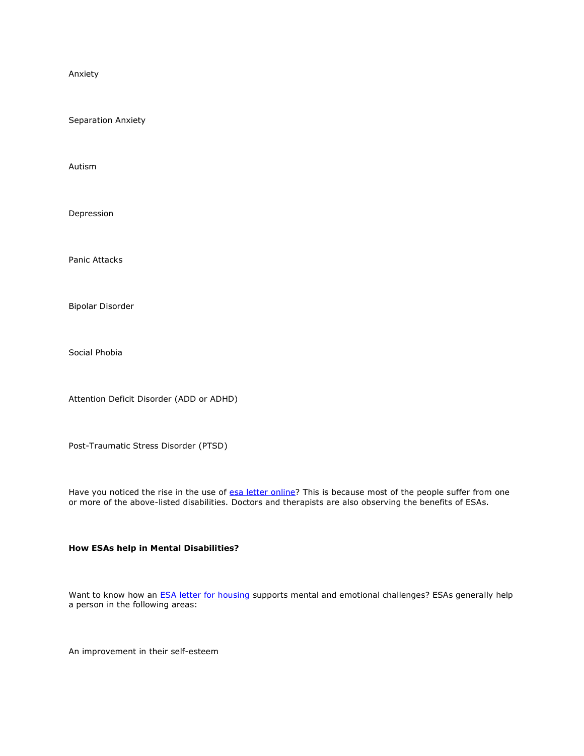Anxiety

Separation Anxiety

Autism

Depression

Panic Attacks

Bipolar Disorder

Social Phobia

Attention Deficit Disorder (ADD or ADHD)

Post-Traumatic Stress Disorder (PTSD)

Have you noticed the rise in the use of [esa letter online]? This is because most of the people suffer from one or more of the above-listed disabilities. Doctors and therapists are also observing the benefits of ESAs.

**How ESAs help in Mental Disabilities?**

Want to know how an [ESA letter for housing] supports mental and emotional challenges? ESAs generally help a person in the following areas:

An improvement in their self-esteem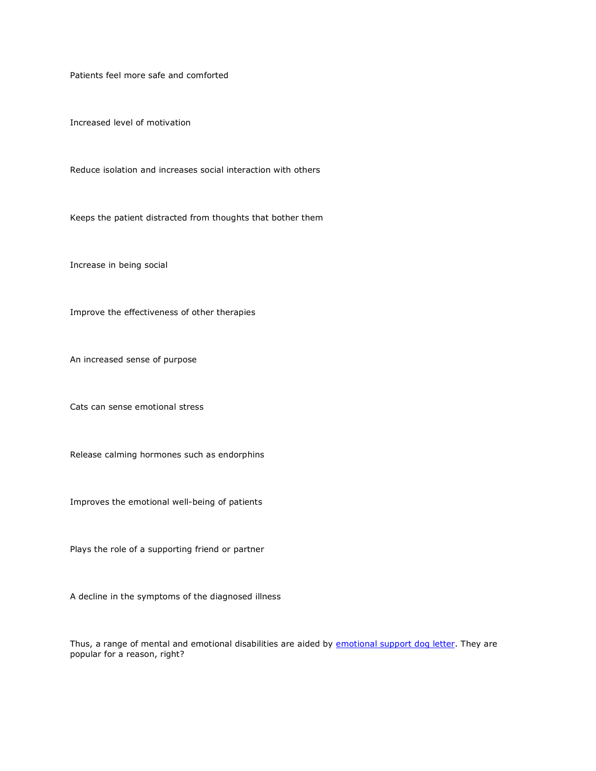Patients feel more safe and comforted

Increased level of motivation

Reduce isolation and increases social interaction with others

Keeps the patient distracted from thoughts that bother them

Increase in being social

Improve the effectiveness of other therapies

An increased sense of purpose

Cats can sense emotional stress

Release calming hormones such as endorphins

Improves the emotional well-being of patients

Plays the role of a supporting friend or partner

A decline in the symptoms of the diagnosed illness

Thus, a range of mental and emotional disabilities are aided by [emotional support dog letter](). They are popular for a reason, right?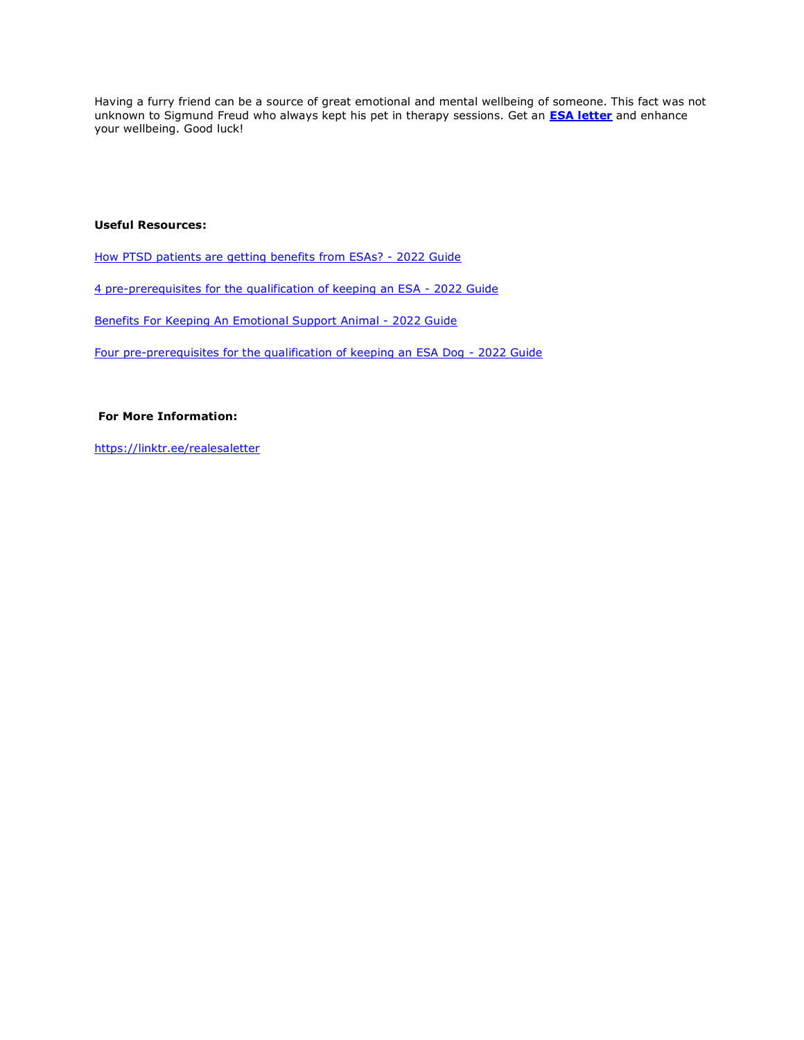Having a furry friend can be a source of great emotional and mental wellbeing of someone. This fact was not unknown to Sigmund Freud who always kept his pet in therapy sessions. Get an **ESA letter** and enhance your wellbeing. Good luck!

**Useful Resources:**

How PTSD patients are getting benefits from ESAs? - 2022 Guide

4 pre-prerequisites for the qualification of keeping an ESA - 2022 Guide

Benefits For Keeping An Emotional Support Animal - 2022 Guide

Four pre-prerequisites for the qualification of keeping an ESA Dog - 2022 Guide

**For More Information:**

https://linktr.ee/realesaletter